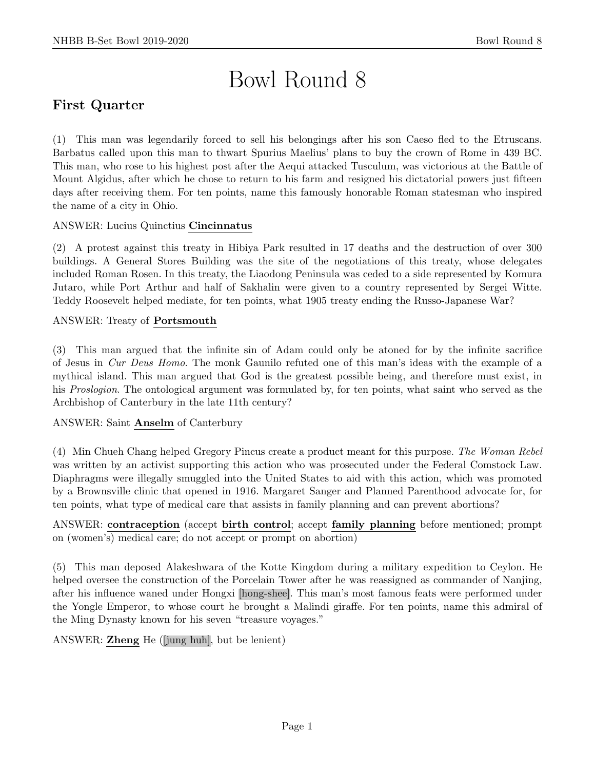# Bowl Round 8

## First Quarter

(1) This man was legendarily forced to sell his belongings after his son Caeso fled to the Etruscans. Barbatus called upon this man to thwart Spurius Maelius' plans to buy the crown of Rome in 439 BC. This man, who rose to his highest post after the Aequi attacked Tusculum, was victorious at the Battle of Mount Algidus, after which he chose to return to his farm and resigned his dictatorial powers just fifteen days after receiving them. For ten points, name this famously honorable Roman statesman who inspired the name of a city in Ohio.

ANSWER: Lucius Quinctius **Cincinnatus**

(2) A protest against this treaty in Hibiya Park resulted in 17 deaths and the destruction of over 300 buildings. A General Stores Building was the site of the negotiations of this treaty, whose delegates included Roman Rosen. In this treaty, the Liaodong Peninsula was ceded to a side represented by Komura Jutaro, while Port Arthur and half of Sakhalin were given to a country represented by Sergei Witte. Teddy Roosevelt helped mediate, for ten points, what 1905 treaty ending the Russo-Japanese War?

ANSWER: Treaty of **Portsmouth**

(3) This man argued that the infinite sin of Adam could only be atoned for by the infinite sacrifice of Jesus in *Cur Deus Homo*. The monk Gaunilo refuted one of this man's ideas with the example of a mythical island. This man argued that God is the greatest possible being, and therefore must exist, in his *Proslogion*. The ontological argument was formulated by, for ten points, what saint who served as the Archbishop of Canterbury in the late 11th century?

ANSWER: Saint **Anselm** of Canterbury

(4) Min Chueh Chang helped Gregory Pincus create a product meant for this purpose. *The Woman Rebel* was written by an activist supporting this action who was prosecuted under the Federal Comstock Law. Diaphragms were illegally smuggled into the United States to aid with this action, which was promoted by a Brownsville clinic that opened in 1916. Margaret Sanger and Planned Parenthood advocate for, for ten points, what type of medical care that assists in family planning and can prevent abortions?

ANSWER: **contraception** (accept **birth control**; accept **family planning** before mentioned; prompt on (women's) medical care; do not accept or prompt on abortion)

(5) This man deposed Alakeshwara of the Kotte Kingdom during a military expedition to Ceylon. He helped oversee the construction of the Porcelain Tower after he was reassigned as commander of Nanjing, after his influence waned under Hongxi [hong-shee]. This man's most famous feats were performed under the Yongle Emperor, to whose court he brought a Malindi giraffe. For ten points, name this admiral of the Ming Dynasty known for his seven "treasure voyages."

ANSWER: **Zheng** He ([jung huh], but be lenient)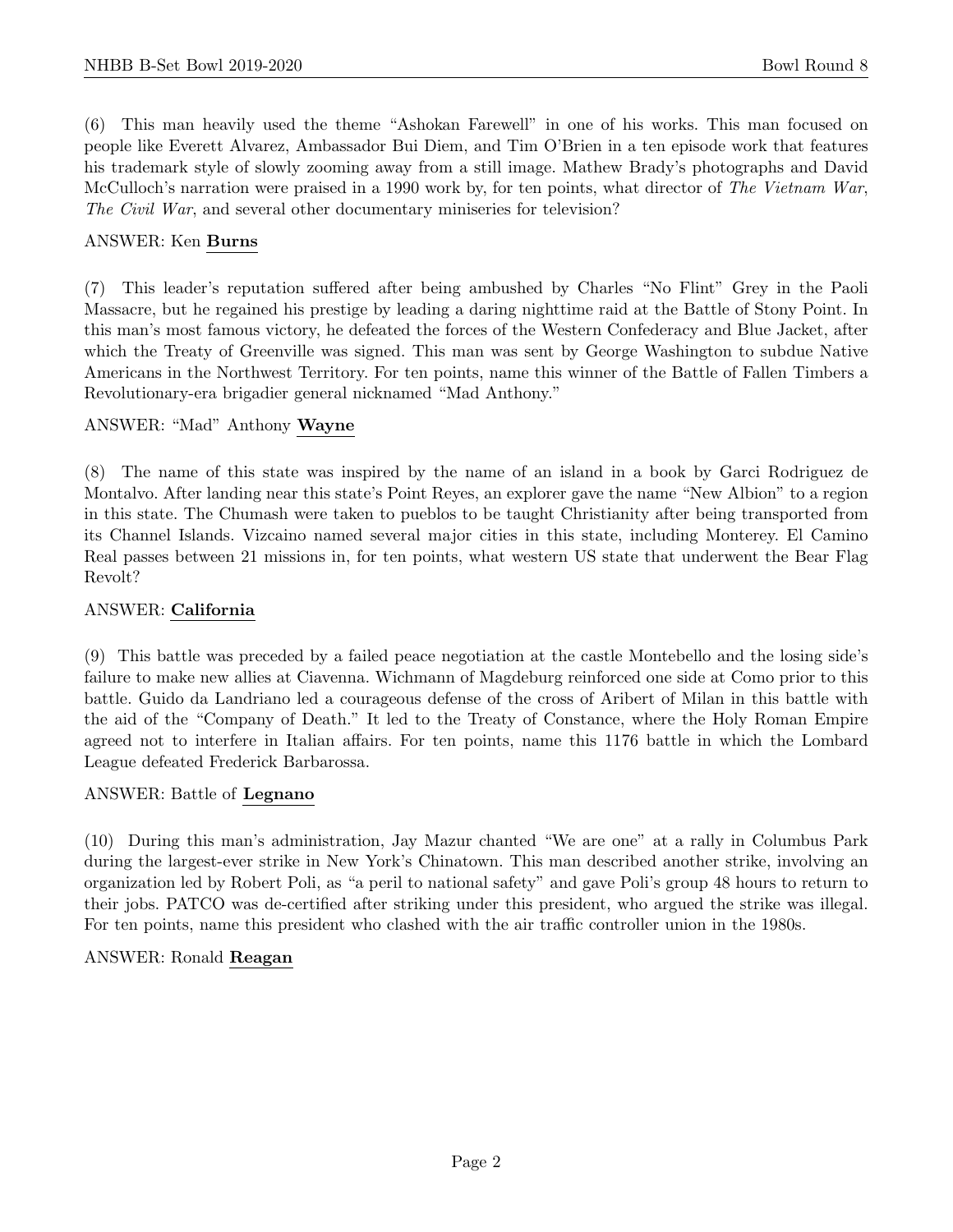(6) This man heavily used the theme "Ashokan Farewell" in one of his works. This man focused on people like Everett Alvarez, Ambassador Bui Diem, and Tim O'Brien in a ten episode work that features his trademark style of slowly zooming away from a still image. Mathew Brady's photographs and David McCulloch's narration were praised in a 1990 work by, for ten points, what director of *The Vietnam War*, *The Civil War*, and several other documentary miniseries for television?

ANSWER: Ken **Burns**

(7) This leader's reputation suffered after being ambushed by Charles "No Flint" Grey in the Paoli Massacre, but he regained his prestige by leading a daring nighttime raid at the Battle of Stony Point. In this man's most famous victory, he defeated the forces of the Western Confederacy and Blue Jacket, after which the Treaty of Greenville was signed. This man was sent by George Washington to subdue Native Americans in the Northwest Territory. For ten points, name this winner of the Battle of Fallen Timbers a Revolutionary-era brigadier general nicknamed "Mad Anthony."

ANSWER: "Mad" Anthony **Wayne**

(8) The name of this state was inspired by the name of an island in a book by Garci Rodriguez de Montalvo. After landing near this state's Point Reyes, an explorer gave the name "New Albion" to a region in this state. The Chumash were taken to pueblos to be taught Christianity after being transported from its Channel Islands. Vizcaino named several major cities in this state, including Monterey. El Camino Real passes between 21 missions in, for ten points, what western US state that underwent the Bear Flag Revolt?

ANSWER: **California**

(9) This battle was preceded by a failed peace negotiation at the castle Montebello and the losing side's failure to make new allies at Ciavenna. Wichmann of Magdeburg reinforced one side at Como prior to this battle. Guido da Landriano led a courageous defense of the cross of Aribert of Milan in this battle with the aid of the "Company of Death." It led to the Treaty of Constance, where the Holy Roman Empire agreed not to interfere in Italian affairs. For ten points, name this 1176 battle in which the Lombard League defeated Frederick Barbarossa.

ANSWER: Battle of **Legnano**

(10) During this man's administration, Jay Mazur chanted "We are one" at a rally in Columbus Park during the largest-ever strike in New York's Chinatown. This man described another strike, involving an organization led by Robert Poli, as "a peril to national safety" and gave Poli's group 48 hours to return to their jobs. PATCO was de-certified after striking under this president, who argued the strike was illegal. For ten points, name this president who clashed with the air traffic controller union in the 1980s.

ANSWER: Ronald **Reagan**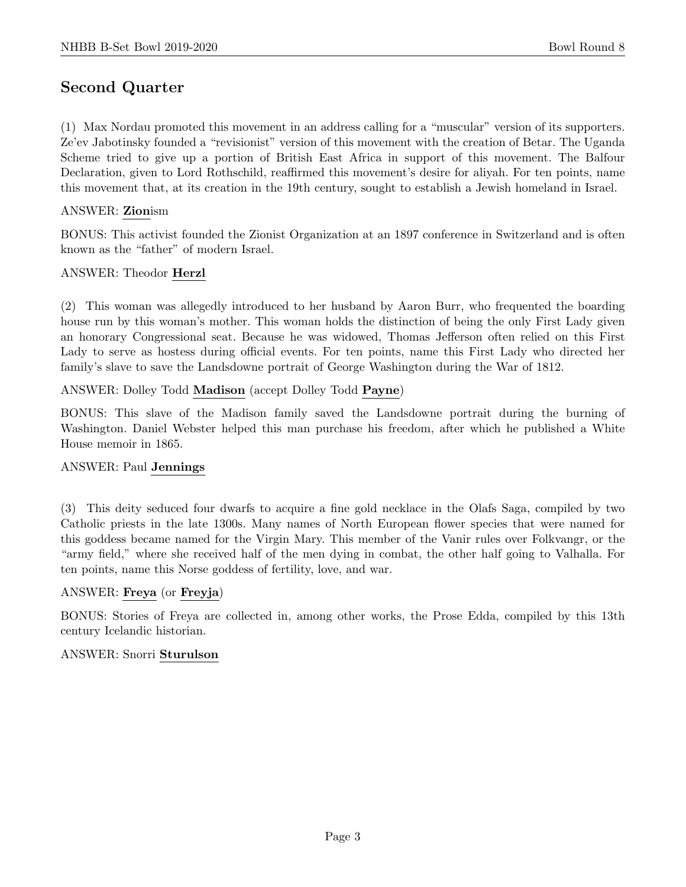## Second Quarter

(1) Max Nordau promoted this movement in an address calling for a "muscular" version of its supporters. Ze'ev Jabotinsky founded a "revisionist" version of this movement with the creation of Betar. The Uganda Scheme tried to give up a portion of British East Africa in support of this movement. The Balfour Declaration, given to Lord Rothschild, reaffirmed this movement's desire for aliyah. For ten points, name this movement that, at its creation in the 19th century, sought to establish a Jewish homeland in Israel.

ANSWER: **Zion**ism

BONUS: This activist founded the Zionist Organization at an 1897 conference in Switzerland and is often known as the "father" of modern Israel.

ANSWER: Theodor **Herzl**

(2) This woman was allegedly introduced to her husband by Aaron Burr, who frequented the boarding house run by this woman's mother. This woman holds the distinction of being the only First Lady given an honorary Congressional seat. Because he was widowed, Thomas Jefferson often relied on this First Lady to serve as hostess during official events. For ten points, name this First Lady who directed her family's slave to save the Landsdowne portrait of George Washington during the War of 1812.

ANSWER: Dolley Todd **Madison** (accept Dolley Todd **Payne**)

BONUS: This slave of the Madison family saved the Landsdowne portrait during the burning of Washington. Daniel Webster helped this man purchase his freedom, after which he published a White House memoir in 1865.

ANSWER: Paul **Jennings**

(3) This deity seduced four dwarfs to acquire a fine gold necklace in the Olafs Saga, compiled by two Catholic priests in the late 1300s. Many names of North European flower species that were named for this goddess became named for the Virgin Mary. This member of the Vanir rules over Folkvangr, or the "army field," where she received half of the men dying in combat, the other half going to Valhalla. For ten points, name this Norse goddess of fertility, love, and war.

ANSWER: **Freya** (or **Freyja**)

BONUS: Stories of Freya are collected in, among other works, the Prose Edda, compiled by this 13th century Icelandic historian.

ANSWER: Snorri **Sturulson**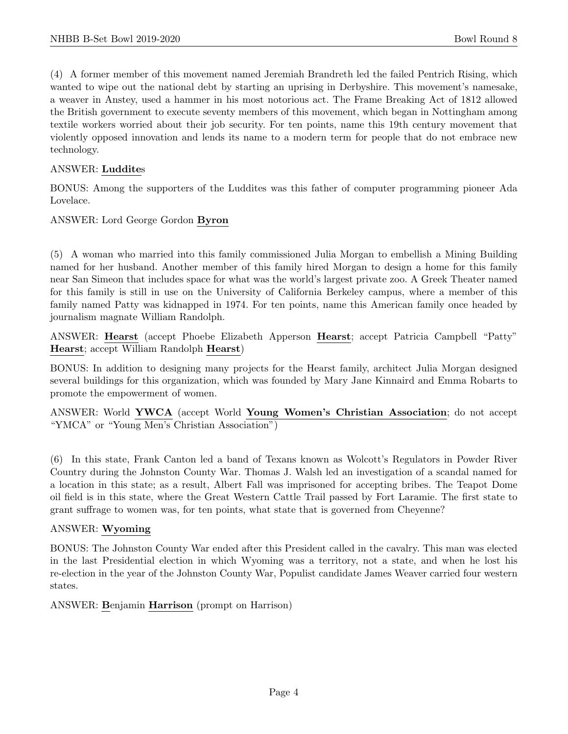(4) A former member of this movement named Jeremiah Brandreth led the failed Pentrich Rising, which wanted to wipe out the national debt by starting an uprising in Derbyshire. This movement's namesake, a weaver in Anstey, used a hammer in his most notorious act. The Frame Breaking Act of 1812 allowed the British government to execute seventy members of this movement, which began in Nottingham among textile workers worried about their job security. For ten points, name this 19th century movement that violently opposed innovation and lends its name to a modern term for people that do not embrace new technology.

ANSWER: **Luddite**s

BONUS: Among the supporters of the Luddites was this father of computer programming pioneer Ada Lovelace.

ANSWER: Lord George Gordon **Byron**

(5) A woman who married into this family commissioned Julia Morgan to embellish a Mining Building named for her husband. Another member of this family hired Morgan to design a home for this family near San Simeon that includes space for what was the world's largest private zoo. A Greek Theater named for this family is still in use on the University of California Berkeley campus, where a member of this family named Patty was kidnapped in 1974. For ten points, name this American family once headed by journalism magnate William Randolph.

ANSWER: **Hearst** (accept Phoebe Elizabeth Apperson **Hearst**; accept Patricia Campbell "Patty" **Hearst**; accept William Randolph **Hearst**)

BONUS: In addition to designing many projects for the Hearst family, architect Julia Morgan designed several buildings for this organization, which was founded by Mary Jane Kinnaird and Emma Robarts to promote the empowerment of women.

ANSWER: World **YWCA** (accept World **Young Women's Christian Association**; do not accept "YMCA" or "Young Men's Christian Association")

(6) In this state, Frank Canton led a band of Texans known as Wolcott's Regulators in Powder River Country during the Johnston County War. Thomas J. Walsh led an investigation of a scandal named for a location in this state; as a result, Albert Fall was imprisoned for accepting bribes. The Teapot Dome oil field is in this state, where the Great Western Cattle Trail passed by Fort Laramie. The first state to grant suffrage to women was, for ten points, what state that is governed from Cheyenne?

ANSWER: **Wyoming**

BONUS: The Johnston County War ended after this President called in the cavalry. This man was elected in the last Presidential election in which Wyoming was a territory, not a state, and when he lost his re-election in the year of the Johnston County War, Populist candidate James Weaver carried four western states.

ANSWER: **B**enjamin **Harrison** (prompt on Harrison)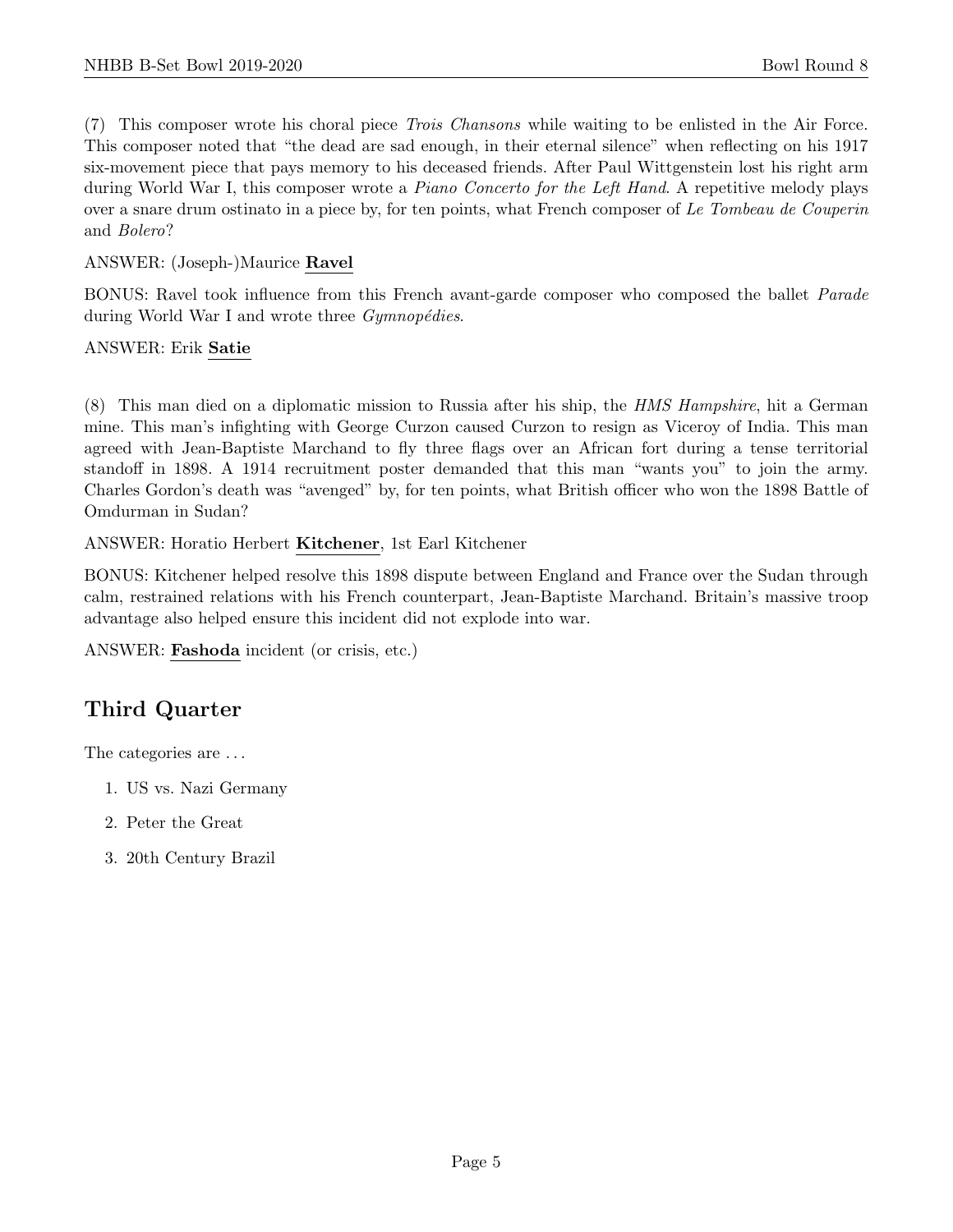(7) This composer wrote his choral piece *Trois Chansons* while waiting to be enlisted in the Air Force. This composer noted that "the dead are sad enough, in their eternal silence" when reflecting on his 1917 six-movement piece that pays memory to his deceased friends. After Paul Wittgenstein lost his right arm during World War I, this composer wrote a *Piano Concerto for the Left Hand*. A repetitive melody plays over a snare drum ostinato in a piece by, for ten points, what French composer of *Le Tombeau de Couperin* and *Bolero*?

ANSWER: (Joseph-)Maurice **Ravel**

BONUS: Ravel took influence from this French avant-garde composer who composed the ballet *Parade* during World War I and wrote three *Gymnopédies*.

ANSWER: Erik **Satie**

(8) This man died on a diplomatic mission to Russia after his ship, the *HMS Hampshire*, hit a German mine. This man's infighting with George Curzon caused Curzon to resign as Viceroy of India. This man agreed with Jean-Baptiste Marchand to fly three flags over an African fort during a tense territorial standoff in 1898. A 1914 recruitment poster demanded that this man "wants you" to join the army. Charles Gordon's death was "avenged" by, for ten points, what British officer who won the 1898 Battle of Omdurman in Sudan?

ANSWER: Horatio Herbert **Kitchener**, 1st Earl Kitchener

BONUS: Kitchener helped resolve this 1898 dispute between England and France over the Sudan through calm, restrained relations with his French counterpart, Jean-Baptiste Marchand. Britain's massive troop advantage also helped ensure this incident did not explode into war.

ANSWER: **Fashoda** incident (or crisis, etc.)

## Third Quarter

The categories are . . .

1. US vs. Nazi Germany
2. Peter the Great
3. 20th Century Brazil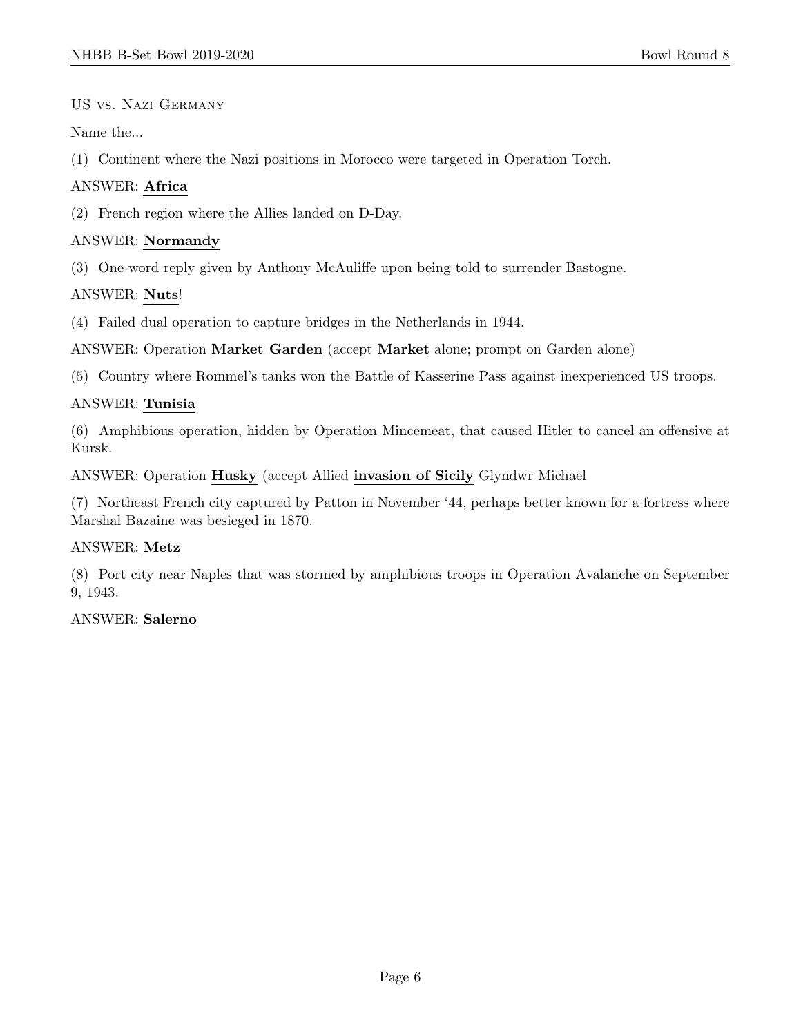US vs. Nazi Germany

Name the...

(1) Continent where the Nazi positions in Morocco were targeted in Operation Torch.

ANSWER: **Africa**

(2) French region where the Allies landed on D-Day.

ANSWER: **Normandy**

(3) One-word reply given by Anthony McAuliffe upon being told to surrender Bastogne.

ANSWER: **Nuts**!

(4) Failed dual operation to capture bridges in the Netherlands in 1944.

ANSWER: Operation **Market Garden** (accept **Market** alone; prompt on Garden alone)

(5) Country where Rommel's tanks won the Battle of Kasserine Pass against inexperienced US troops.

ANSWER: **Tunisia**

(6) Amphibious operation, hidden by Operation Mincemeat, that caused Hitler to cancel an offensive at Kursk.

ANSWER: Operation **Husky** (accept Allied **invasion of Sicily** Glyndwr Michael

(7) Northeast French city captured by Patton in November '44, perhaps better known for a fortress where Marshal Bazaine was besieged in 1870.

ANSWER: **Metz**

(8) Port city near Naples that was stormed by amphibious troops in Operation Avalanche on September 9, 1943.

ANSWER: **Salerno**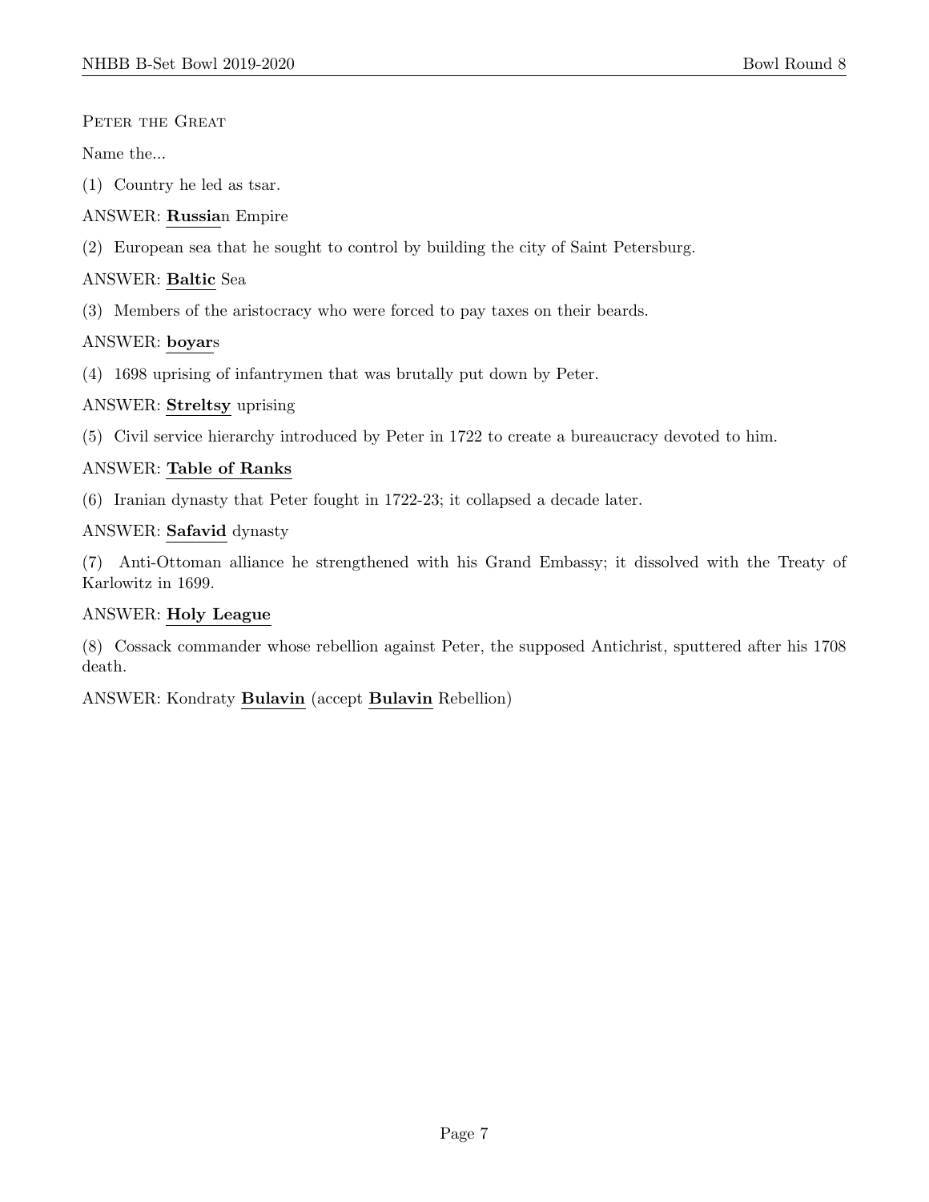Peter the Great

Name the...

(1) Country he led as tsar.

ANSWER: **Russia**n Empire

(2) European sea that he sought to control by building the city of Saint Petersburg.

ANSWER: **Baltic** Sea

(3) Members of the aristocracy who were forced to pay taxes on their beards.

ANSWER: **boyar**s

(4) 1698 uprising of infantrymen that was brutally put down by Peter.

ANSWER: **Streltsy** uprising

(5) Civil service hierarchy introduced by Peter in 1722 to create a bureaucracy devoted to him.

ANSWER: **Table of Ranks**

(6) Iranian dynasty that Peter fought in 1722-23; it collapsed a decade later.

ANSWER: **Safavid** dynasty

(7) Anti-Ottoman alliance he strengthened with his Grand Embassy; it dissolved with the Treaty of Karlowitz in 1699.

ANSWER: **Holy League**

(8) Cossack commander whose rebellion against Peter, the supposed Antichrist, sputtered after his 1708 death.

ANSWER: Kondraty **Bulavin** (accept **Bulavin** Rebellion)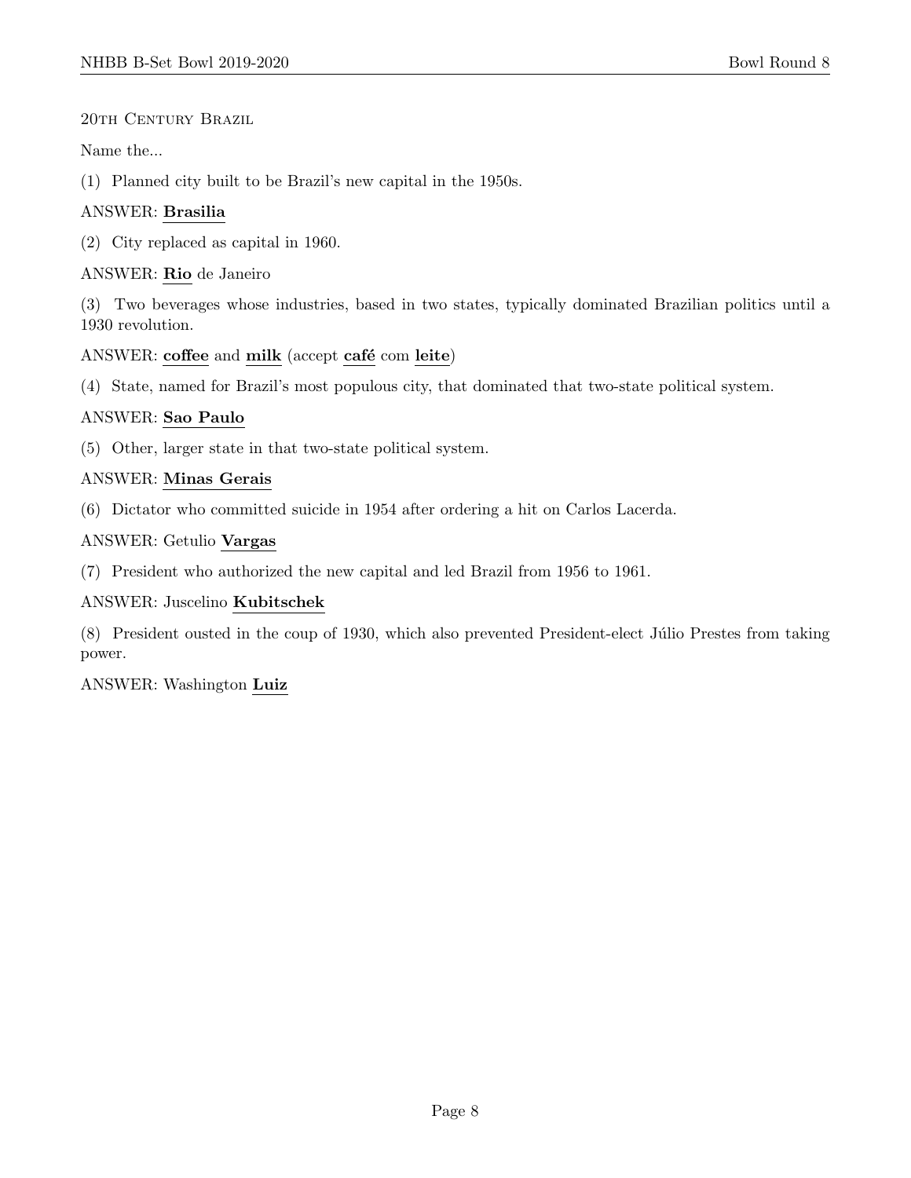## 20th Century Brazil

Name the...

(1) Planned city built to be Brazil's new capital in the 1950s.

ANSWER: **Brasilia**

(2) City replaced as capital in 1960.

ANSWER: **Rio** de Janeiro

(3) Two beverages whose industries, based in two states, typically dominated Brazilian politics until a 1930 revolution.

ANSWER: **coffee** and **milk** (accept **café** com **leite**)

(4) State, named for Brazil's most populous city, that dominated that two-state political system.

ANSWER: **Sao Paulo**

(5) Other, larger state in that two-state political system.

ANSWER: **Minas Gerais**

(6) Dictator who committed suicide in 1954 after ordering a hit on Carlos Lacerda.

ANSWER: Getulio **Vargas**

(7) President who authorized the new capital and led Brazil from 1956 to 1961.

ANSWER: Juscelino **Kubitschek**

(8) President ousted in the coup of 1930, which also prevented President-elect Júlio Prestes from taking power.

ANSWER: Washington **Luiz**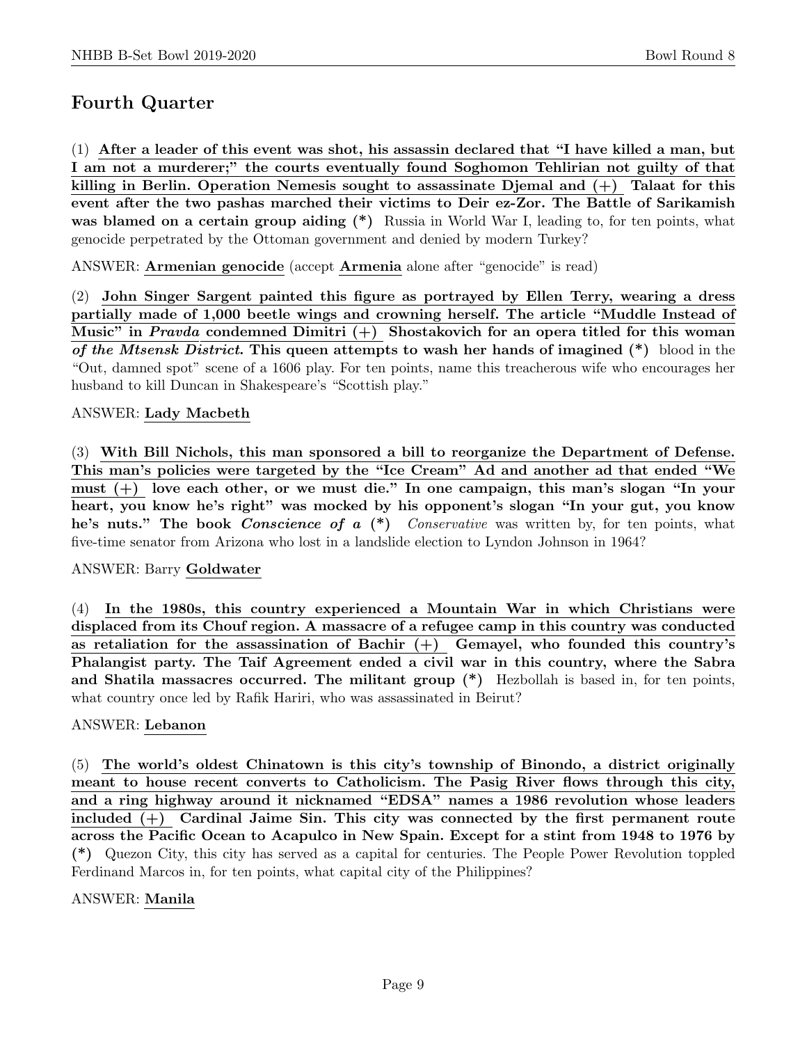## Fourth Quarter

(1) **After a leader of this event was shot, his assassin declared that "I have killed a man, but I am not a murderer;" the courts eventually found Soghomon Tehlirian not guilty of that killing in Berlin. Operation Nemesis sought to assassinate Djemal and (+) Talaat for this event after the two pashas marched their victims to Deir ez-Zor. The Battle of Sarikamish was blamed on a certain group aiding (*)** Russia in World War I, leading to, for ten points, what genocide perpetrated by the Ottoman government and denied by modern Turkey?

ANSWER: **Armenian genocide** (accept **Armenia** alone after "genocide" is read)

(2) **John Singer Sargent painted this figure as portrayed by Ellen Terry, wearing a dress partially made of 1,000 beetle wings and crowning herself. The article "Muddle Instead of Music" in *Pravda* condemned Dimitri (+) Shostakovich for an opera titled for this woman *of the Mtsensk District*. This queen attempts to wash her hands of imagined (*)** blood in the "Out, damned spot" scene of a 1606 play. For ten points, name this treacherous wife who encourages her husband to kill Duncan in Shakespeare's "Scottish play."

ANSWER: **Lady Macbeth**

(3) **With Bill Nichols, this man sponsored a bill to reorganize the Department of Defense. This man's policies were targeted by the "Ice Cream" Ad and another ad that ended "We must (+) love each other, or we must die." In one campaign, this man's slogan "In your heart, you know he's right" was mocked by his opponent's slogan "In your gut, you know he's nuts." The book *Conscience of a* (*)** *Conservative* was written by, for ten points, what five-time senator from Arizona who lost in a landslide election to Lyndon Johnson in 1964?

ANSWER: Barry **Goldwater**

(4) **In the 1980s, this country experienced a Mountain War in which Christians were displaced from its Chouf region. A massacre of a refugee camp in this country was conducted as retaliation for the assassination of Bachir (+) Gemayel, who founded this country's Phalangist party. The Taif Agreement ended a civil war in this country, where the Sabra and Shatila massacres occurred. The militant group (*)** Hezbollah is based in, for ten points, what country once led by Rafik Hariri, who was assassinated in Beirut?

ANSWER: **Lebanon**

(5) **The world's oldest Chinatown is this city's township of Binondo, a district originally meant to house recent converts to Catholicism. The Pasig River flows through this city, and a ring highway around it nicknamed "EDSA" names a 1986 revolution whose leaders included (+) Cardinal Jaime Sin. This city was connected by the first permanent route across the Pacific Ocean to Acapulco in New Spain. Except for a stint from 1948 to 1976 by (*)** Quezon City, this city has served as a capital for centuries. The People Power Revolution toppled Ferdinand Marcos in, for ten points, what capital city of the Philippines?

ANSWER: **Manila**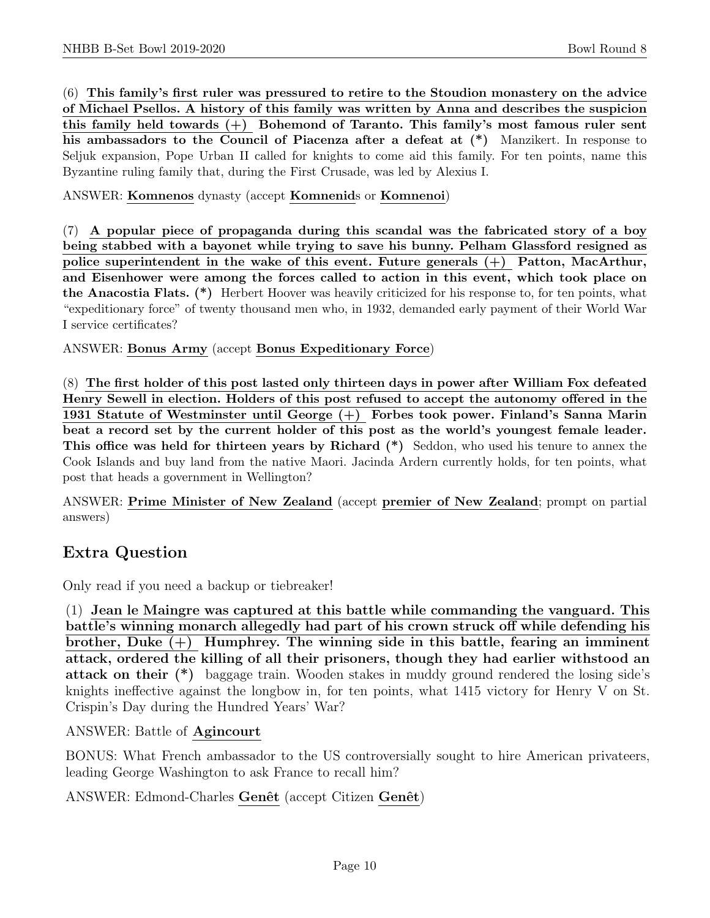(6) **This family's first ruler was pressured to retire to the Stoudion monastery on the advice of Michael Psellos. A history of this family was written by Anna and describes the suspicion this family held towards (+) Bohemond of Taranto. This family's most famous ruler sent his ambassadors to the Council of Piacenza after a defeat at (*)** Manzikert. In response to Seljuk expansion, Pope Urban II called for knights to come aid this family. For ten points, name this Byzantine ruling family that, during the First Crusade, was led by Alexius I.

ANSWER: **Komnenos** dynasty (accept **Komnenid**s or **Komnenoi**)

(7) **A popular piece of propaganda during this scandal was the fabricated story of a boy being stabbed with a bayonet while trying to save his bunny. Pelham Glassford resigned as police superintendent in the wake of this event. Future generals (+) Patton, MacArthur, and Eisenhower were among the forces called to action in this event, which took place on the Anacostia Flats. (*)** Herbert Hoover was heavily criticized for his response to, for ten points, what "expeditionary force" of twenty thousand men who, in 1932, demanded early payment of their World War I service certificates?

ANSWER: **Bonus Army** (accept **Bonus Expeditionary Force**)

(8) **The first holder of this post lasted only thirteen days in power after William Fox defeated Henry Sewell in election. Holders of this post refused to accept the autonomy offered in the 1931 Statute of Westminster until George (+) Forbes took power. Finland's Sanna Marin beat a record set by the current holder of this post as the world's youngest female leader. This office was held for thirteen years by Richard (*)** Seddon, who used his tenure to annex the Cook Islands and buy land from the native Maori. Jacinda Ardern currently holds, for ten points, what post that heads a government in Wellington?

ANSWER: **Prime Minister of New Zealand** (accept **premier of New Zealand**; prompt on partial answers)

## Extra Question

Only read if you need a backup or tiebreaker!

(1) **Jean le Maingre was captured at this battle while commanding the vanguard. This battle's winning monarch allegedly had part of his crown struck off while defending his brother, Duke (+) Humphrey. The winning side in this battle, fearing an imminent attack, ordered the killing of all their prisoners, though they had earlier withstood an attack on their (*)** baggage train. Wooden stakes in muddy ground rendered the losing side's knights ineffective against the longbow in, for ten points, what 1415 victory for Henry V on St. Crispin's Day during the Hundred Years' War?

ANSWER: Battle of **Agincourt**

BONUS: What French ambassador to the US controversially sought to hire American privateers, leading George Washington to ask France to recall him?

ANSWER: Edmond-Charles **Genêt** (accept Citizen **Genêt**)